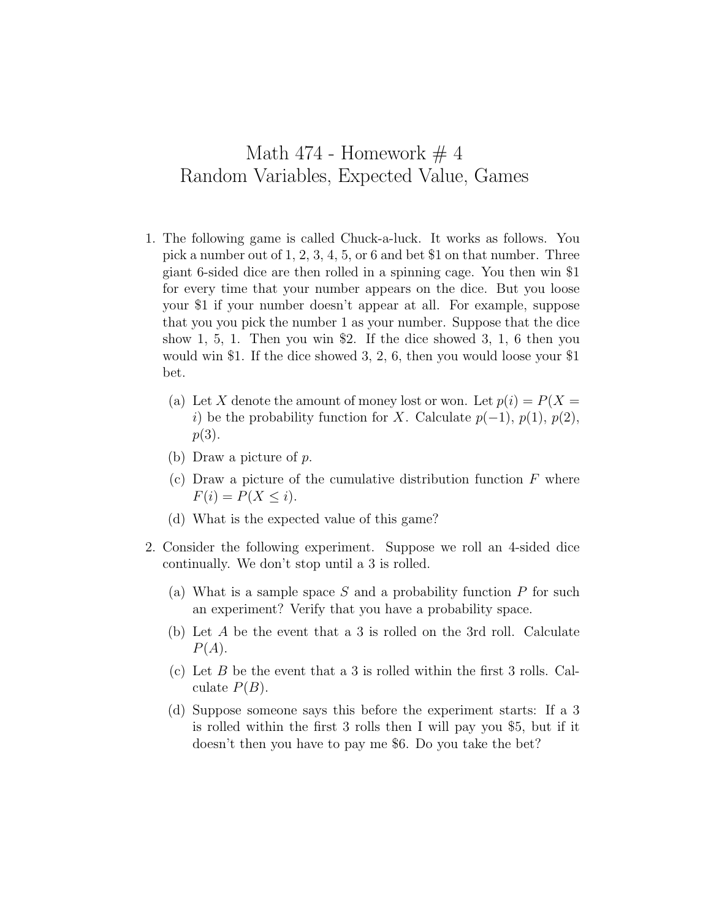# Math 474 - Homework # 4
# Random Variables, Expected Value, Games

1. The following game is called Chuck-a-luck. It works as follows. You pick a number out of 1, 2, 3, 4, 5, or 6 and bet \$1 on that number. Three giant 6-sided dice are then rolled in a spinning cage. You then win \$1 for every time that your number appears on the dice. But you loose your \$1 if your number doesn't appear at all. For example, suppose that you you pick the number 1 as your number. Suppose that the dice show 1, 5, 1. Then you win \$2. If the dice showed 3, 1, 6 then you would win \$1. If the dice showed 3, 2, 6, then you would loose your \$1 bet.

   (a) Let $X$ denote the amount of money lost or won. Let $p(i) = P(X = i)$ be the probability function for $X$. Calculate $p(-1)$, $p(1)$, $p(2)$, $p(3)$.

   (b) Draw a picture of $p$.

   (c) Draw a picture of the cumulative distribution function $F$ where $F(i) = P(X \leq i)$.

   (d) What is the expected value of this game?

2. Consider the following experiment. Suppose we roll an 4-sided dice continually. We don't stop until a 3 is rolled.

   (a) What is a sample space $S$ and a probability function $P$ for such an experiment? Verify that you have a probability space.

   (b) Let $A$ be the event that a 3 is rolled on the 3rd roll. Calculate $P(A)$.

   (c) Let $B$ be the event that a 3 is rolled within the first 3 rolls. Calculate $P(B)$.

   (d) Suppose someone says this before the experiment starts: If a 3 is rolled within the first 3 rolls then I will pay you \$5, but if it doesn't then you have to pay me \$6. Do you take the bet?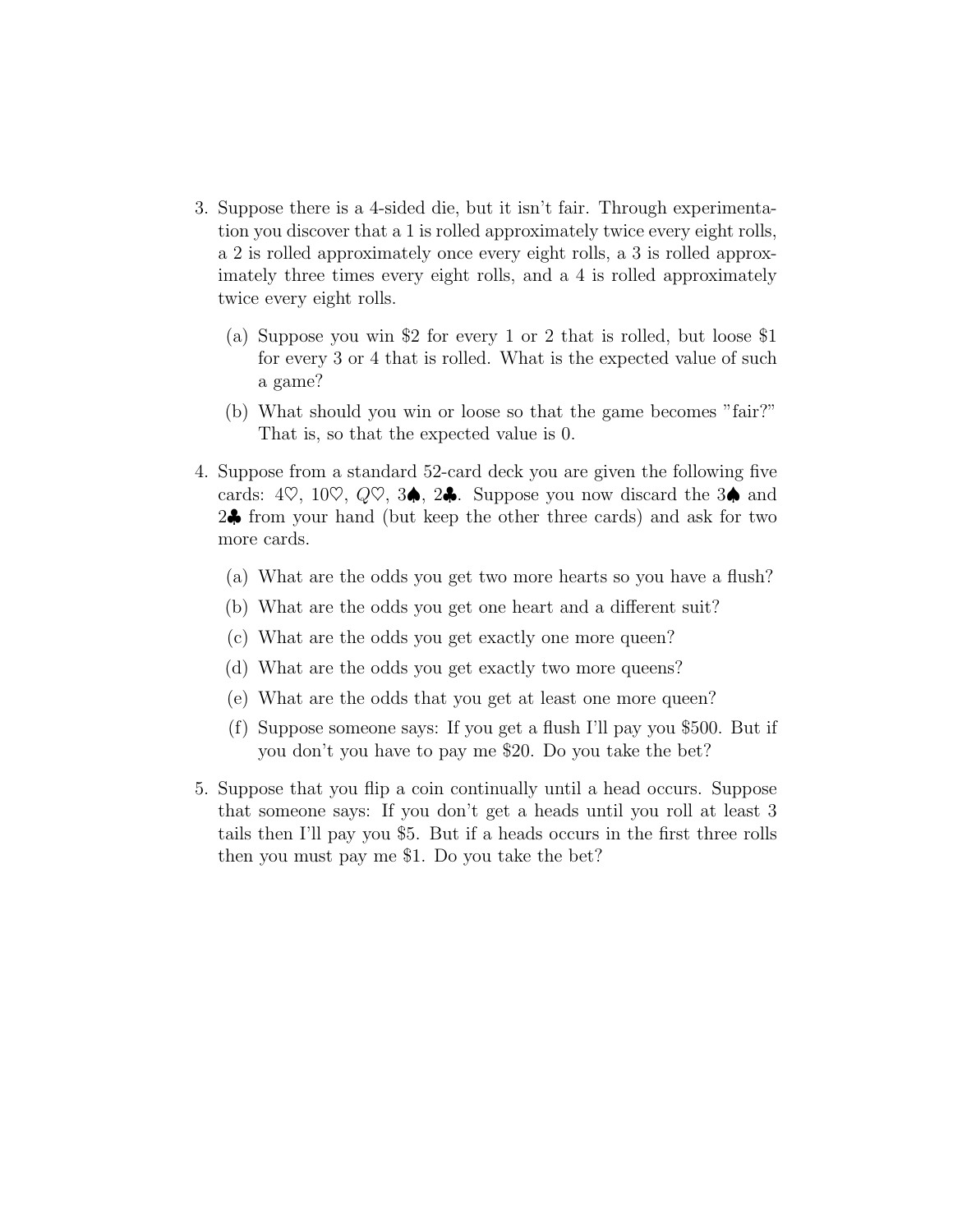3. Suppose there is a 4-sided die, but it isn't fair. Through experimentation you discover that a 1 is rolled approximately twice every eight rolls, a 2 is rolled approximately once every eight rolls, a 3 is rolled approximately three times every eight rolls, and a 4 is rolled approximately twice every eight rolls.

   (a) Suppose you win $2 for every 1 or 2 that is rolled, but loose $1 for every 3 or 4 that is rolled. What is the expected value of such a game?

   (b) What should you win or loose so that the game becomes "fair?" That is, so that the expected value is 0.

4. Suppose from a standard 52-card deck you are given the following five cards: 4♡, 10♡, $Q$♡, 3♠, 2♣. Suppose you now discard the 3♠ and 2♣ from your hand (but keep the other three cards) and ask for two more cards.

   (a) What are the odds you get two more hearts so you have a flush?

   (b) What are the odds you get one heart and a different suit?

   (c) What are the odds you get exactly one more queen?

   (d) What are the odds you get exactly two more queens?

   (e) What are the odds that you get at least one more queen?

   (f) Suppose someone says: If you get a flush I'll pay you $500. But if you don't you have to pay me $20. Do you take the bet?

5. Suppose that you flip a coin continually until a head occurs. Suppose that someone says: If you don't get a heads until you roll at least 3 tails then I'll pay you $5. But if a heads occurs in the first three rolls then you must pay me $1. Do you take the bet?